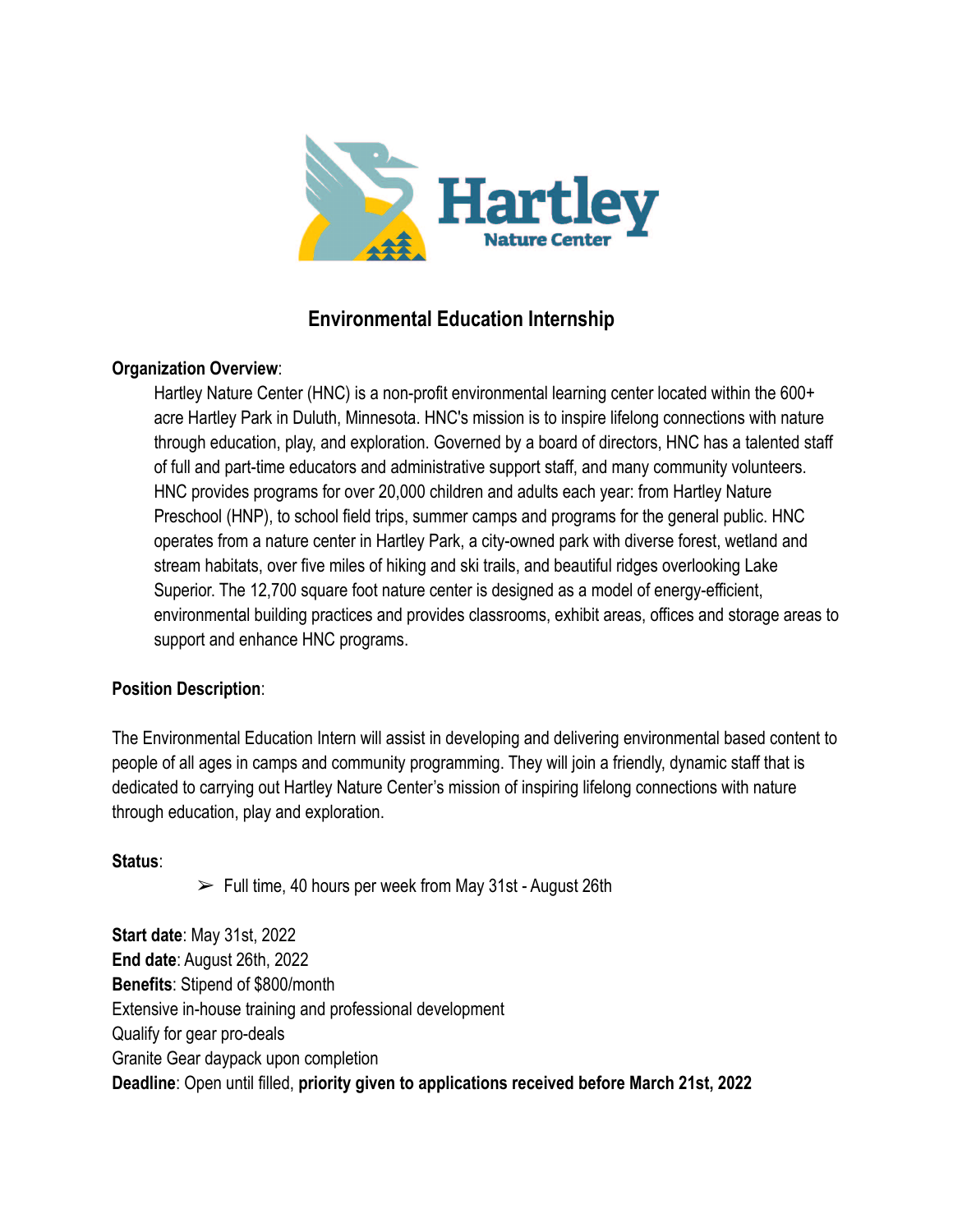# Environmental Education Internship

**Organization Overview**:

Hartley Nature Center (HNC) is a non-profit environmental learning center located within the 600+ acre Hartley Park in Duluth, Minnesota. HNC's mission is to inspire lifelong connections with nature through education, play, and exploration. Governed by a board of directors, HNC has a talented staff of full and part-time educators and administrative support staff, and many community volunteers. HNC provides programs for over 20,000 children and adults each year: from Hartley Nature Preschool (HNP), to school field trips, summer camps and programs for the general public. HNC operates from a nature center in Hartley Park, a city-owned park with diverse forest, wetland and stream habitats, over five miles of hiking and ski trails, and beautiful ridges overlooking Lake Superior. The 12,700 square foot nature center is designed as a model of energy-efficient, environmental building practices and provides classrooms, exhibit areas, offices and storage areas to support and enhance HNC programs.

**Position Description**:

The Environmental Education Intern will assist in developing and delivering environmental based content to people of all ages in camps and community programming. They will join a friendly, dynamic staff that is dedicated to carrying out Hartley Nature Center's mission of inspiring lifelong connections with nature through education, play and exploration.

**Status**:

- Full time, 40 hours per week from May 31st - August 26th

**Start date**: May 31st, 2022
**End date**: August 26th, 2022
**Benefits**: Stipend of $800/month
Extensive in-house training and professional development
Qualify for gear pro-deals
Granite Gear daypack upon completion
**Deadline**: Open until filled, **priority given to applications received before March 21st, 2022**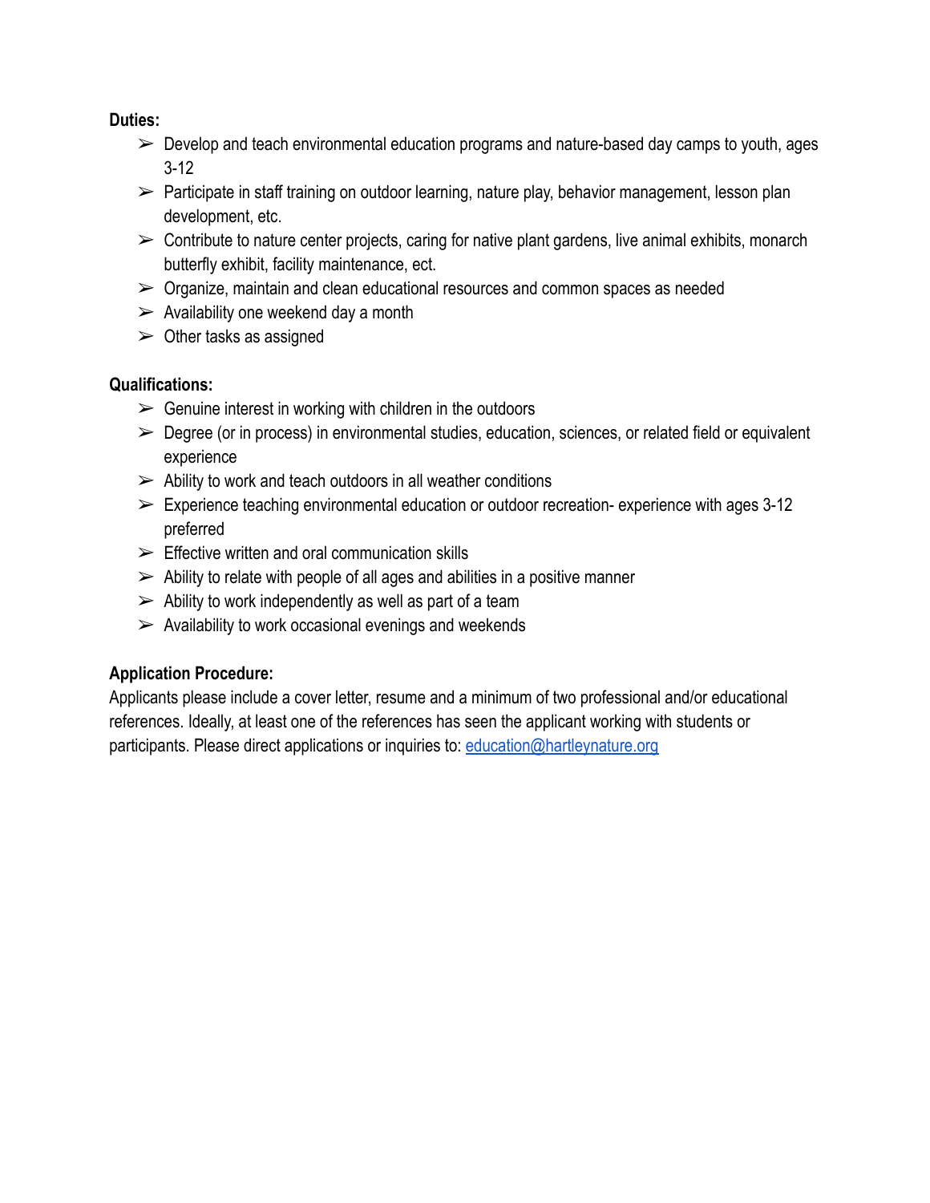**Duties:**

- Develop and teach environmental education programs and nature-based day camps to youth, ages 3-12
- Participate in staff training on outdoor learning, nature play, behavior management, lesson plan development, etc.
- Contribute to nature center projects, caring for native plant gardens, live animal exhibits, monarch butterfly exhibit, facility maintenance, ect.
- Organize, maintain and clean educational resources and common spaces as needed
- Availability one weekend day a month
- Other tasks as assigned

**Qualifications:**

- Genuine interest in working with children in the outdoors
- Degree (or in process) in environmental studies, education, sciences, or related field or equivalent experience
- Ability to work and teach outdoors in all weather conditions
- Experience teaching environmental education or outdoor recreation- experience with ages 3-12 preferred
- Effective written and oral communication skills
- Ability to relate with people of all ages and abilities in a positive manner
- Ability to work independently as well as part of a team
- Availability to work occasional evenings and weekends

**Application Procedure:**

Applicants please include a cover letter, resume and a minimum of two professional and/or educational references. Ideally, at least one of the references has seen the applicant working with students or participants. Please direct applications or inquiries to: education@hartleynature.org